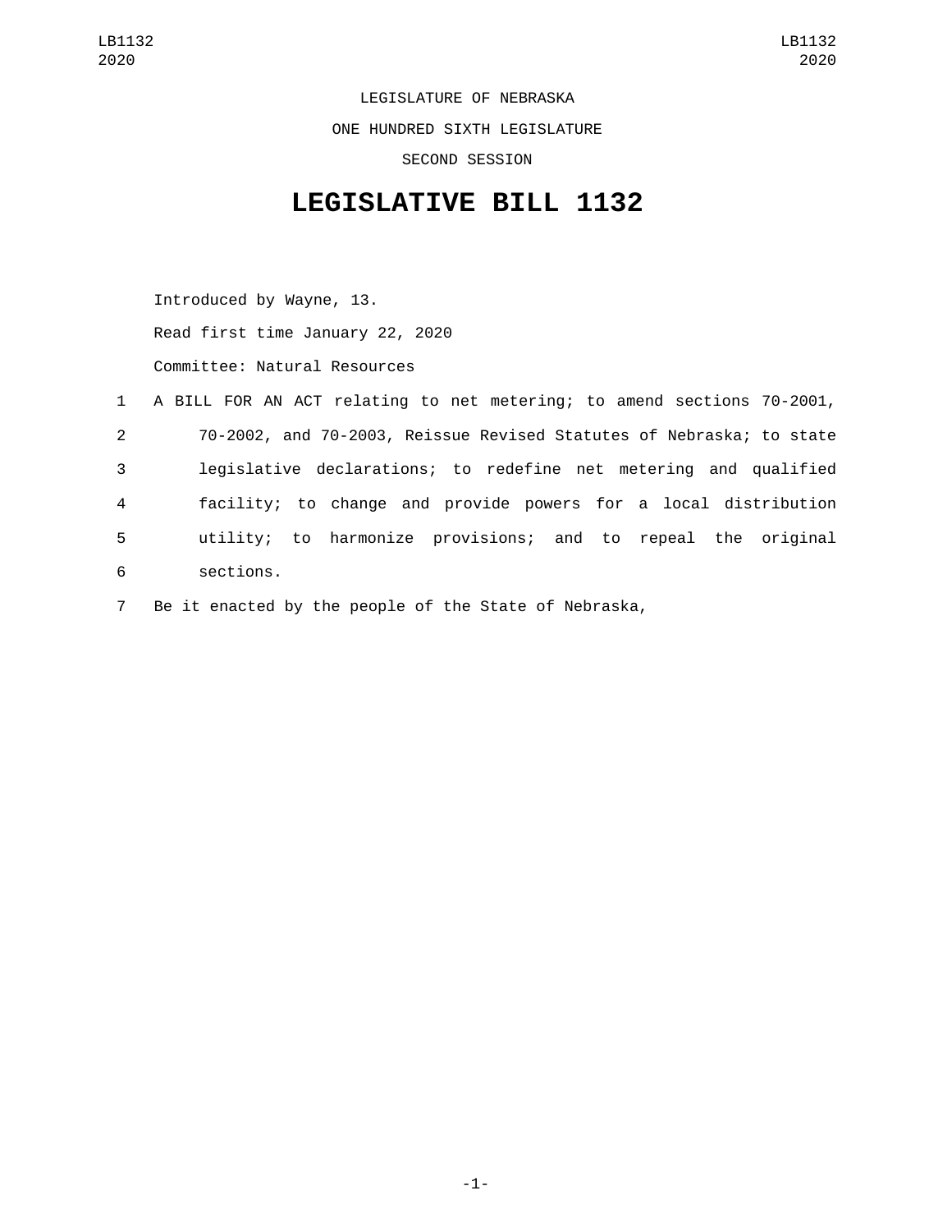LEGISLATURE OF NEBRASKA

ONE HUNDRED SIXTH LEGISLATURE

SECOND SESSION

# LEGISLATIVE BILL 1132

Introduced by Wayne, 13.

Read first time January 22, 2020

Committee: Natural Resources

A BILL FOR AN ACT relating to net metering; to amend sections 70-2001, 70-2002, and 70-2003, Reissue Revised Statutes of Nebraska; to state legislative declarations; to redefine net metering and qualified facility; to change and provide powers for a local distribution utility; to harmonize provisions; and to repeal the original sections.

Be it enacted by the people of the State of Nebraska,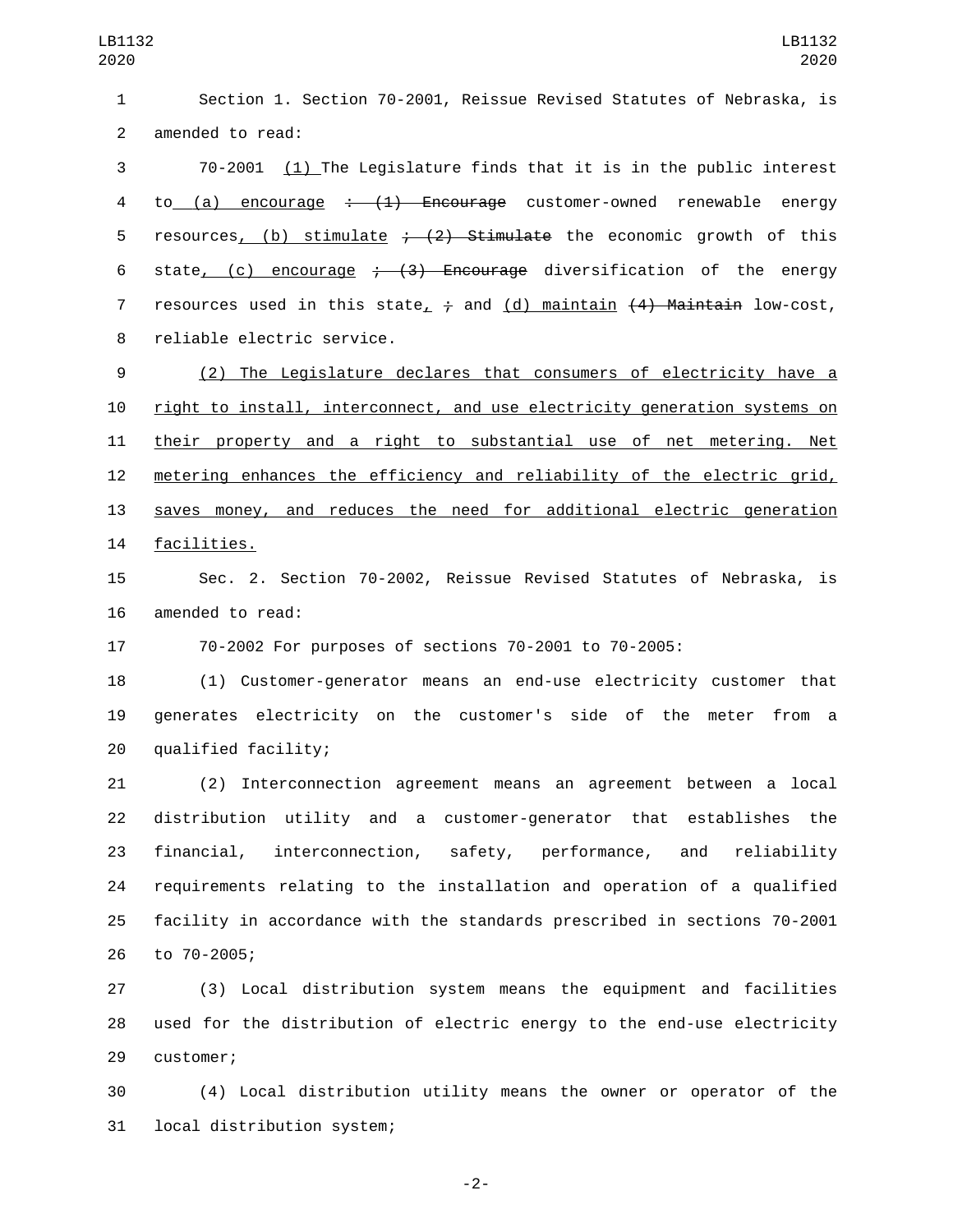Section 1. Section 70-2001, Reissue Revised Statutes of Nebraska, is amended to read:

70-2001 (1) The Legislature finds that it is in the public interest to (a) encourage ~~: (1) Encourage~~ customer-owned renewable energy resources, (b) stimulate ~~; (2) Stimulate~~ the economic growth of this state, (c) encourage ~~; (3) Encourage~~ diversification of the energy resources used in this state, ~~;~~ and (d) maintain ~~(4) Maintain~~ low-cost, reliable electric service.

(2) The Legislature declares that consumers of electricity have a right to install, interconnect, and use electricity generation systems on their property and a right to substantial use of net metering. Net metering enhances the efficiency and reliability of the electric grid, saves money, and reduces the need for additional electric generation facilities.

Sec. 2. Section 70-2002, Reissue Revised Statutes of Nebraska, is amended to read:

70-2002 For purposes of sections 70-2001 to 70-2005:

(1) Customer-generator means an end-use electricity customer that generates electricity on the customer's side of the meter from a qualified facility;

(2) Interconnection agreement means an agreement between a local distribution utility and a customer-generator that establishes the financial, interconnection, safety, performance, and reliability requirements relating to the installation and operation of a qualified facility in accordance with the standards prescribed in sections 70-2001 to 70-2005;

(3) Local distribution system means the equipment and facilities used for the distribution of electric energy to the end-use electricity customer;

(4) Local distribution utility means the owner or operator of the local distribution system;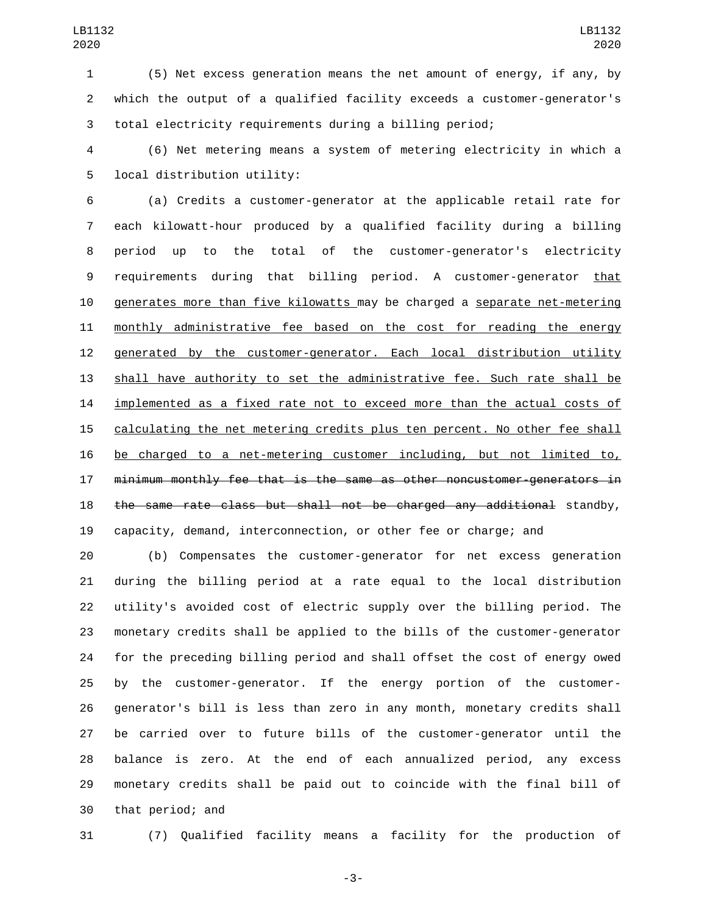(5) Net excess generation means the net amount of energy, if any, by which the output of a qualified facility exceeds a customer-generator's total electricity requirements during a billing period;

(6) Net metering means a system of metering electricity in which a local distribution utility:

(a) Credits a customer-generator at the applicable retail rate for each kilowatt-hour produced by a qualified facility during a billing period up to the total of the customer-generator's electricity requirements during that billing period. A customer-generator that generates more than five kilowatts may be charged a separate net-metering monthly administrative fee based on the cost for reading the energy generated by the customer-generator. Each local distribution utility shall have authority to set the administrative fee. Such rate shall be implemented as a fixed rate not to exceed more than the actual costs of calculating the net metering credits plus ten percent. No other fee shall be charged to a net-metering customer including, but not limited to, ~~minimum monthly fee that is the same as other noncustomer-generators in the same rate class but shall not be charged any additional~~ standby, capacity, demand, interconnection, or other fee or charge; and

(b) Compensates the customer-generator for net excess generation during the billing period at a rate equal to the local distribution utility's avoided cost of electric supply over the billing period. The monetary credits shall be applied to the bills of the customer-generator for the preceding billing period and shall offset the cost of energy owed by the customer-generator. If the energy portion of the customer-generator's bill is less than zero in any month, monetary credits shall be carried over to future bills of the customer-generator until the balance is zero. At the end of each annualized period, any excess monetary credits shall be paid out to coincide with the final bill of that period; and

(7) Qualified facility means a facility for the production of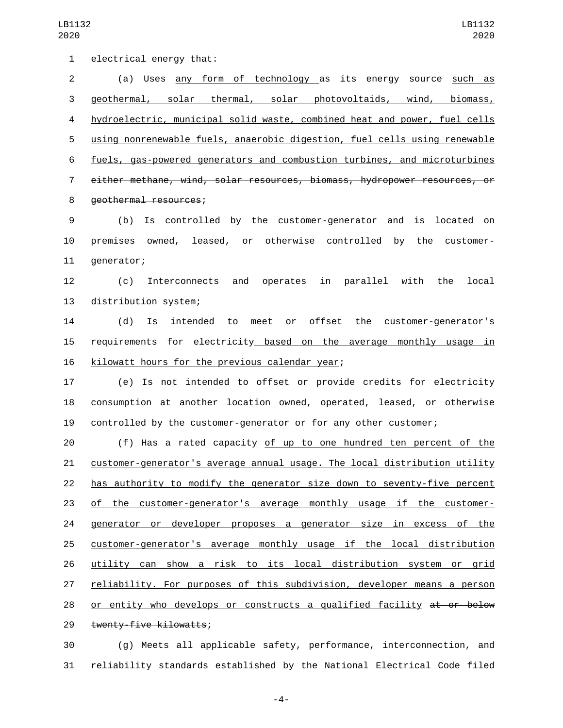electrical energy that:

(a) Uses any form of technology as its energy source such as geothermal, solar thermal, solar photovoltaids, wind, biomass, hydroelectric, municipal solid waste, combined heat and power, fuel cells using nonrenewable fuels, anaerobic digestion, fuel cells using renewable fuels, gas-powered generators and combustion turbines, and microturbines ~~either methane, wind, solar resources, biomass, hydropower resources, or geothermal resources~~;

(b) Is controlled by the customer-generator and is located on premises owned, leased, or otherwise controlled by the customer-generator;

(c) Interconnects and operates in parallel with the local distribution system;

(d) Is intended to meet or offset the customer-generator's requirements for electricity based on the average monthly usage in kilowatt hours for the previous calendar year;

(e) Is not intended to offset or provide credits for electricity consumption at another location owned, operated, leased, or otherwise controlled by the customer-generator or for any other customer;

(f) Has a rated capacity of up to one hundred ten percent of the customer-generator's average annual usage. The local distribution utility has authority to modify the generator size down to seventy-five percent of the customer-generator's average monthly usage if the customer-generator or developer proposes a generator size in excess of the customer-generator's average monthly usage if the local distribution utility can show a risk to its local distribution system or grid reliability. For purposes of this subdivision, developer means a person or entity who develops or constructs a qualified facility ~~at or below twenty-five kilowatts~~;

(g) Meets all applicable safety, performance, interconnection, and reliability standards established by the National Electrical Code filed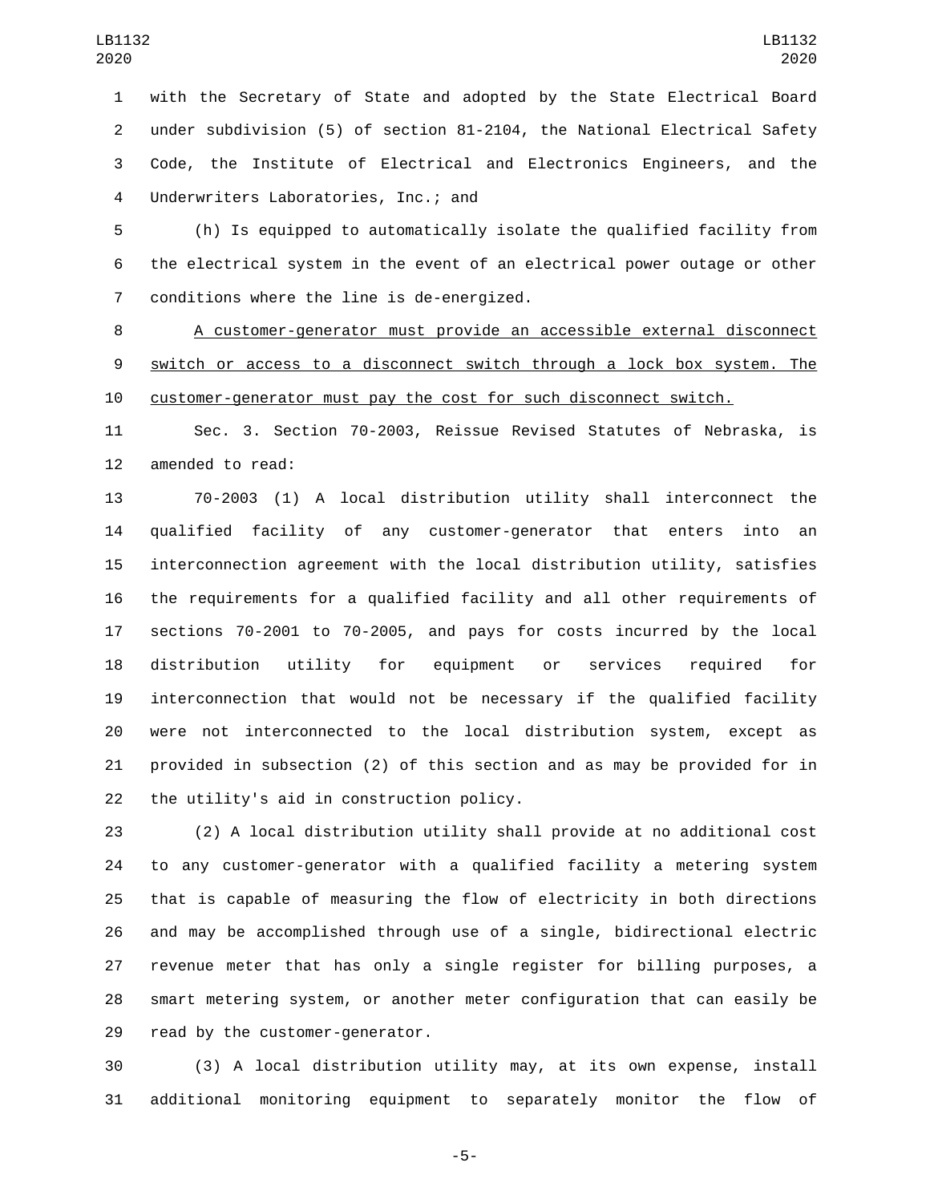with the Secretary of State and adopted by the State Electrical Board under subdivision (5) of section 81-2104, the National Electrical Safety Code, the Institute of Electrical and Electronics Engineers, and the Underwriters Laboratories, Inc.; and

(h) Is equipped to automatically isolate the qualified facility from the electrical system in the event of an electrical power outage or other conditions where the line is de-energized.

<u>A customer-generator must provide an accessible external disconnect switch or access to a disconnect switch through a lock box system. The customer-generator must pay the cost for such disconnect switch.</u>

Sec. 3. Section 70-2003, Reissue Revised Statutes of Nebraska, is amended to read:

70-2003 (1) A local distribution utility shall interconnect the qualified facility of any customer-generator that enters into an interconnection agreement with the local distribution utility, satisfies the requirements for a qualified facility and all other requirements of sections 70-2001 to 70-2005, and pays for costs incurred by the local distribution utility for equipment or services required for interconnection that would not be necessary if the qualified facility were not interconnected to the local distribution system, except as provided in subsection (2) of this section and as may be provided for in the utility's aid in construction policy.

(2) A local distribution utility shall provide at no additional cost to any customer-generator with a qualified facility a metering system that is capable of measuring the flow of electricity in both directions and may be accomplished through use of a single, bidirectional electric revenue meter that has only a single register for billing purposes, a smart metering system, or another meter configuration that can easily be read by the customer-generator.

(3) A local distribution utility may, at its own expense, install additional monitoring equipment to separately monitor the flow of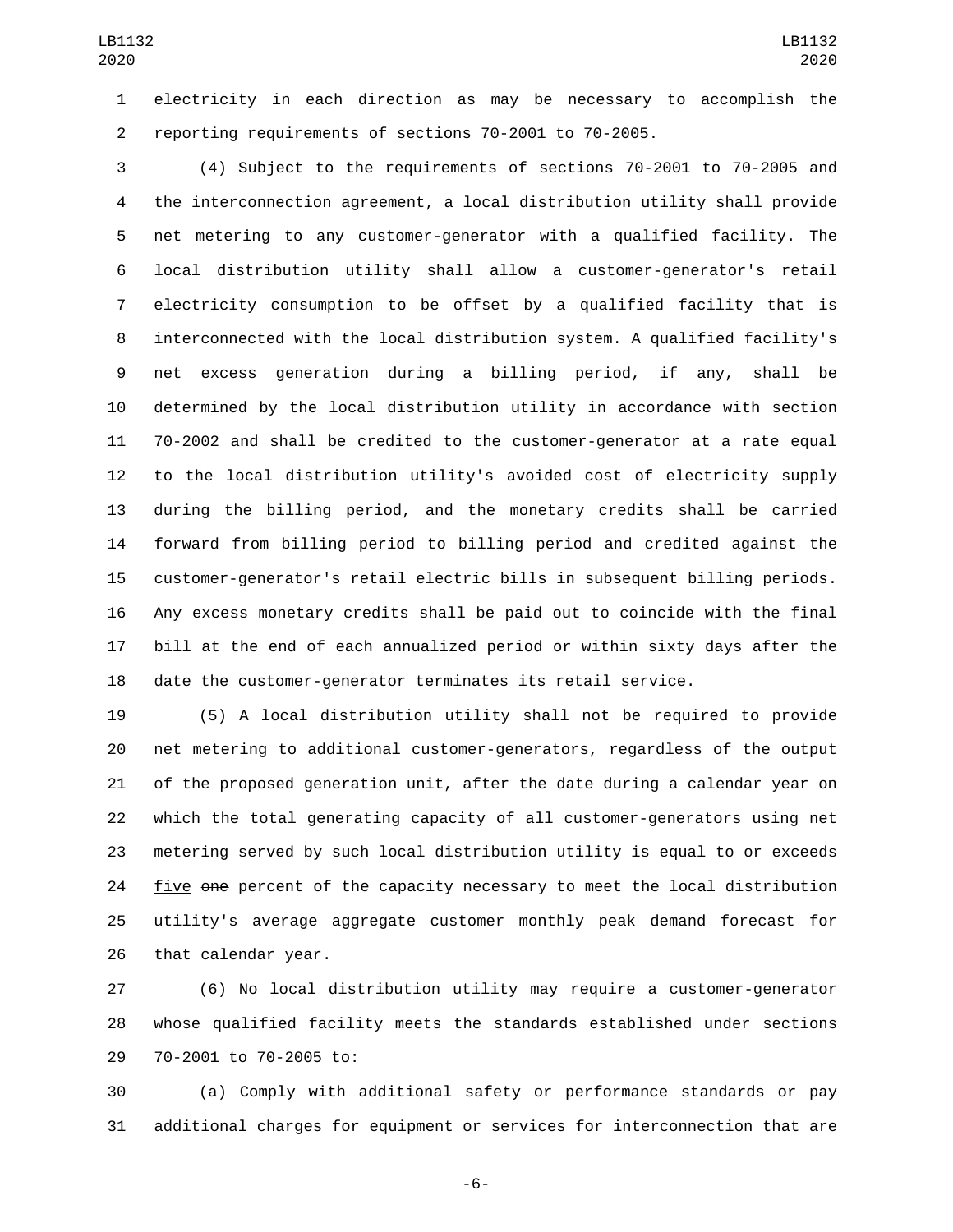electricity in each direction as may be necessary to accomplish the reporting requirements of sections 70-2001 to 70-2005.

(4) Subject to the requirements of sections 70-2001 to 70-2005 and the interconnection agreement, a local distribution utility shall provide net metering to any customer-generator with a qualified facility. The local distribution utility shall allow a customer-generator's retail electricity consumption to be offset by a qualified facility that is interconnected with the local distribution system. A qualified facility's net excess generation during a billing period, if any, shall be determined by the local distribution utility in accordance with section 70-2002 and shall be credited to the customer-generator at a rate equal to the local distribution utility's avoided cost of electricity supply during the billing period, and the monetary credits shall be carried forward from billing period to billing period and credited against the customer-generator's retail electric bills in subsequent billing periods. Any excess monetary credits shall be paid out to coincide with the final bill at the end of each annualized period or within sixty days after the date the customer-generator terminates its retail service.

(5) A local distribution utility shall not be required to provide net metering to additional customer-generators, regardless of the output of the proposed generation unit, after the date during a calendar year on which the total generating capacity of all customer-generators using net metering served by such local distribution utility is equal to or exceeds <u>five</u> ~~one~~ percent of the capacity necessary to meet the local distribution utility's average aggregate customer monthly peak demand forecast for that calendar year.

(6) No local distribution utility may require a customer-generator whose qualified facility meets the standards established under sections 70-2001 to 70-2005 to:

(a) Comply with additional safety or performance standards or pay additional charges for equipment or services for interconnection that are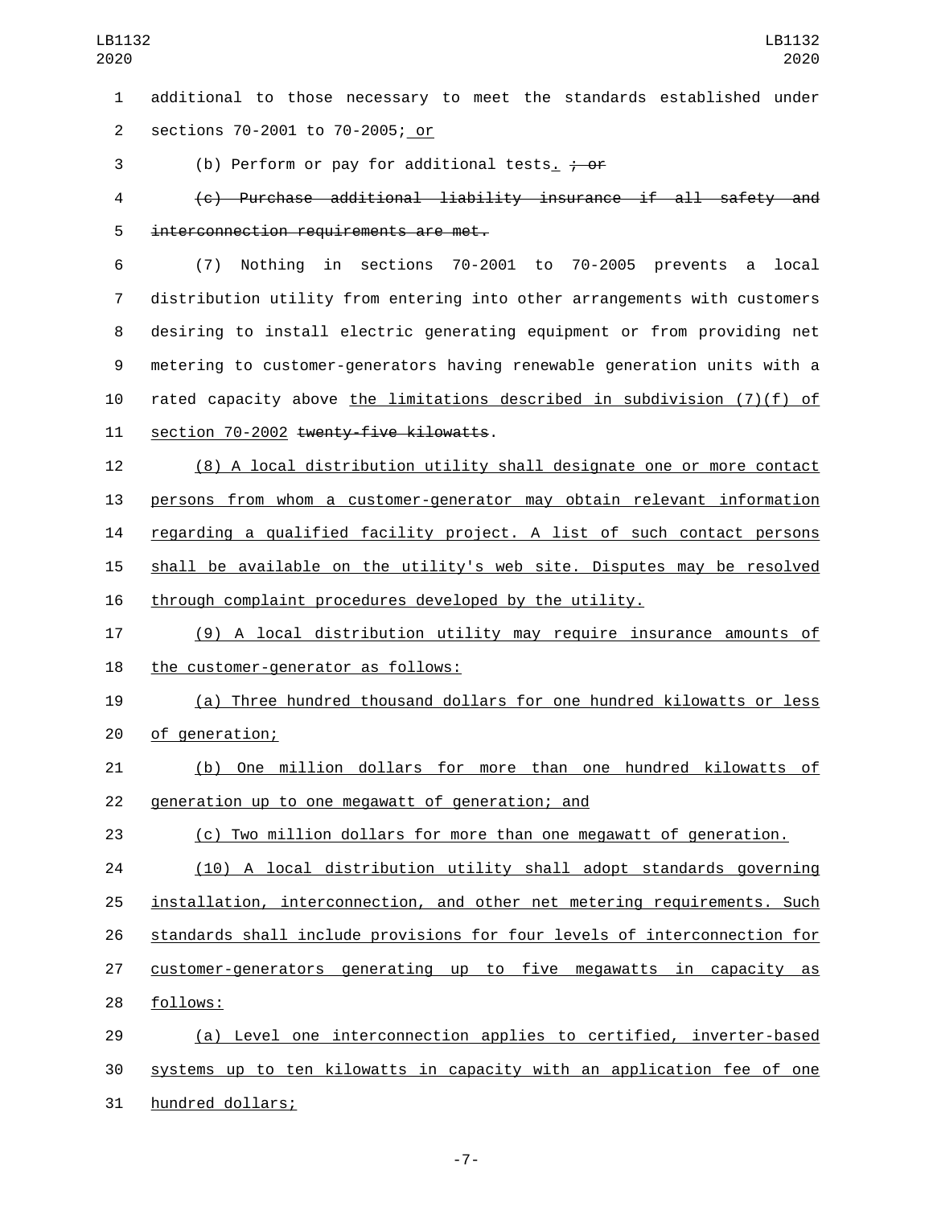additional to those necessary to meet the standards established under sections 70-2001 to 70-2005; or

(b) Perform or pay for additional tests. ~~; or~~

~~(c) Purchase additional liability insurance if all safety and interconnection requirements are met.~~

(7) Nothing in sections 70-2001 to 70-2005 prevents a local distribution utility from entering into other arrangements with customers desiring to install electric generating equipment or from providing net metering to customer-generators having renewable generation units with a rated capacity above the limitations described in subdivision (7)(f) of section 70-2002 ~~twenty-five kilowatts~~.

(8) A local distribution utility shall designate one or more contact persons from whom a customer-generator may obtain relevant information regarding a qualified facility project. A list of such contact persons shall be available on the utility's web site. Disputes may be resolved through complaint procedures developed by the utility.

(9) A local distribution utility may require insurance amounts of the customer-generator as follows:

(a) Three hundred thousand dollars for one hundred kilowatts or less of generation;

(b) One million dollars for more than one hundred kilowatts of generation up to one megawatt of generation; and

(c) Two million dollars for more than one megawatt of generation.

(10) A local distribution utility shall adopt standards governing installation, interconnection, and other net metering requirements. Such standards shall include provisions for four levels of interconnection for customer-generators generating up to five megawatts in capacity as follows:

(a) Level one interconnection applies to certified, inverter-based systems up to ten kilowatts in capacity with an application fee of one hundred dollars;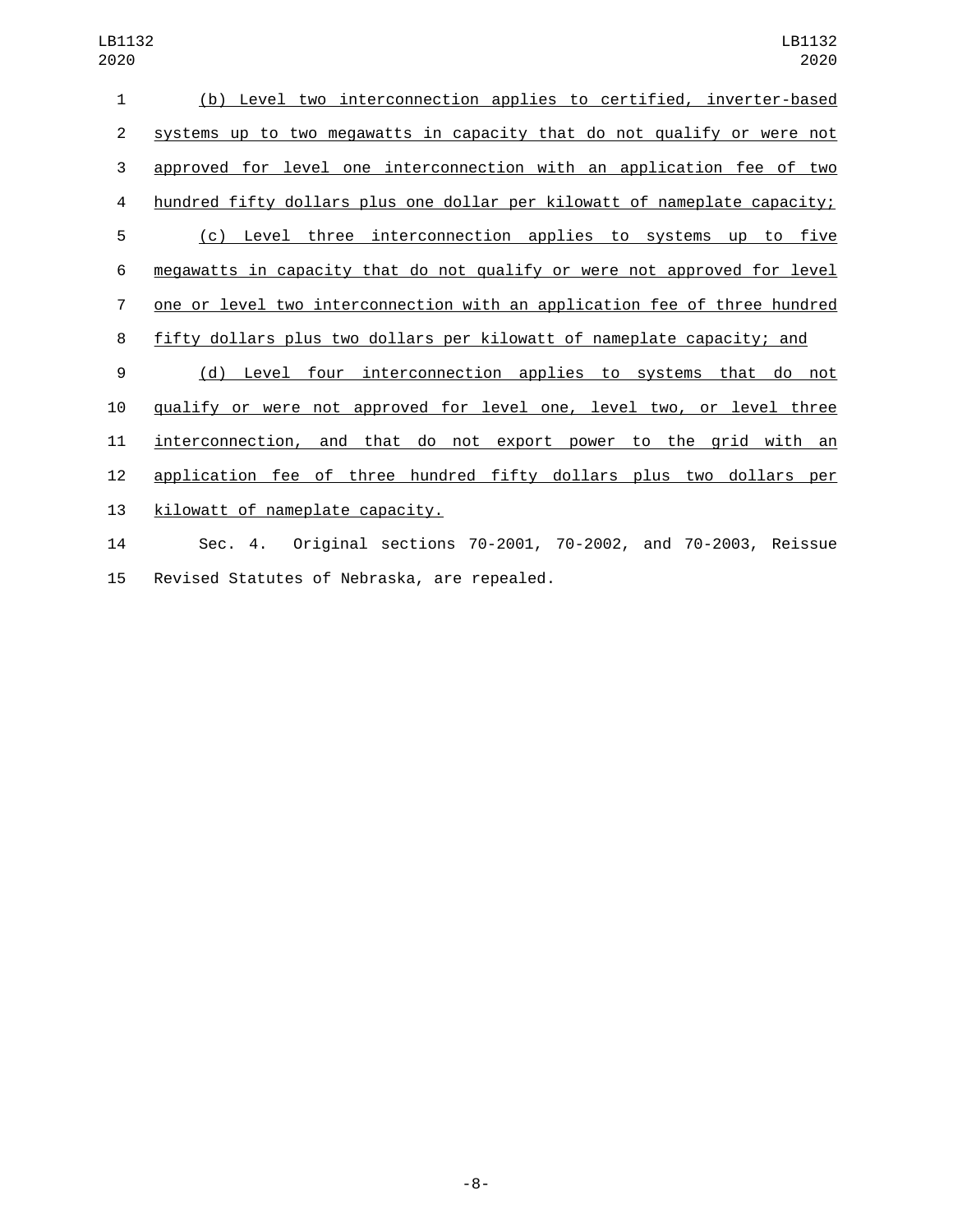(b) Level two interconnection applies to certified, inverter-based systems up to two megawatts in capacity that do not qualify or were not approved for level one interconnection with an application fee of two hundred fifty dollars plus one dollar per kilowatt of nameplate capacity;

(c) Level three interconnection applies to systems up to five megawatts in capacity that do not qualify or were not approved for level one or level two interconnection with an application fee of three hundred fifty dollars plus two dollars per kilowatt of nameplate capacity; and

(d) Level four interconnection applies to systems that do not qualify or were not approved for level one, level two, or level three interconnection, and that do not export power to the grid with an application fee of three hundred fifty dollars plus two dollars per kilowatt of nameplate capacity.

Sec. 4. Original sections 70-2001, 70-2002, and 70-2003, Reissue Revised Statutes of Nebraska, are repealed.